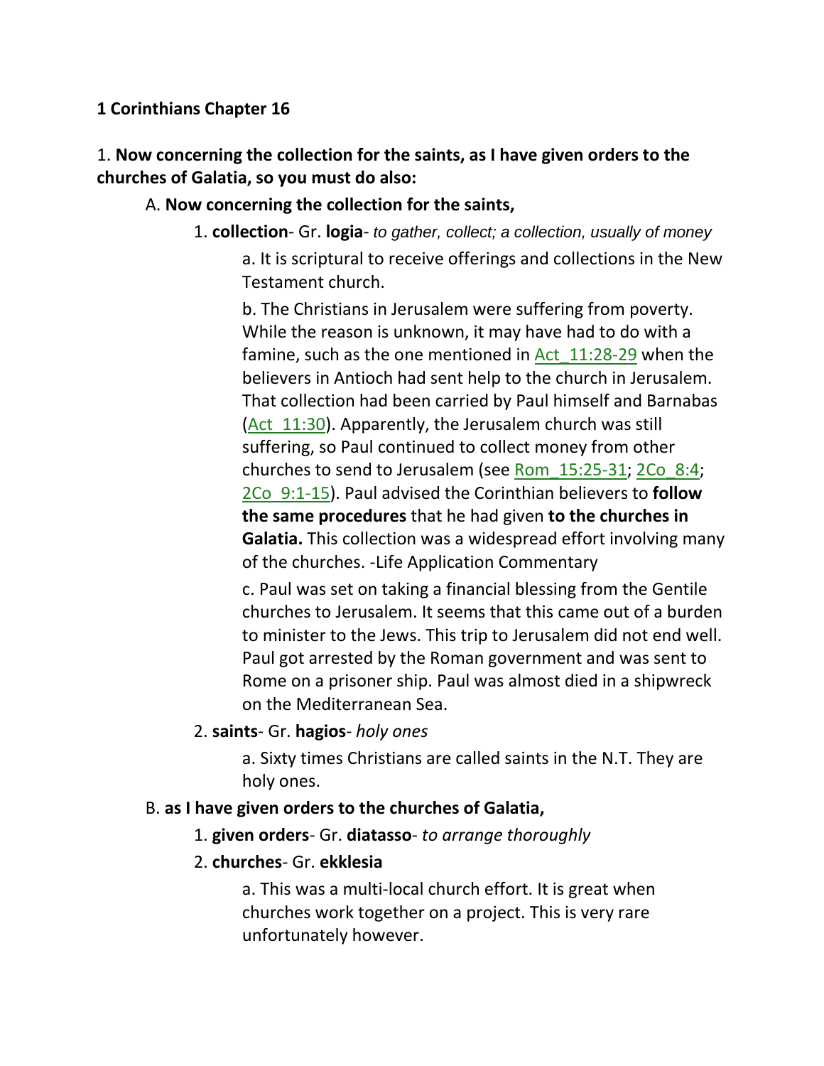**1 Corinthians Chapter 16**

1. **Now concerning the collection for the saints, as I have given orders to the churches of Galatia, so you must do also:**

A. **Now concerning the collection for the saints,**

1. **collection**- Gr. **logia**- *to gather, collect; a collection, usually of money*

a. It is scriptural to receive offerings and collections in the New Testament church.

b. The Christians in Jerusalem were suffering from poverty. While the reason is unknown, it may have had to do with a famine, such as the one mentioned in Act_11:28-29 when the believers in Antioch had sent help to the church in Jerusalem. That collection had been carried by Paul himself and Barnabas (Act_11:30). Apparently, the Jerusalem church was still suffering, so Paul continued to collect money from other churches to send to Jerusalem (see Rom_15:25-31; 2Co_8:4; 2Co_9:1-15). Paul advised the Corinthian believers to **follow the same procedures** that he had given **to the churches in Galatia.** This collection was a widespread effort involving many of the churches. -Life Application Commentary

c. Paul was set on taking a financial blessing from the Gentile churches to Jerusalem. It seems that this came out of a burden to minister to the Jews. This trip to Jerusalem did not end well. Paul got arrested by the Roman government and was sent to Rome on a prisoner ship. Paul was almost died in a shipwreck on the Mediterranean Sea.

2. **saints**- Gr. **hagios**- *holy ones*

a. Sixty times Christians are called saints in the N.T. They are holy ones.

B. **as I have given orders to the churches of Galatia,**

1. **given orders**- Gr. **diatasso**- *to arrange thoroughly*

2. **churches**- Gr. **ekklesia**

a. This was a multi-local church effort. It is great when churches work together on a project. This is very rare unfortunately however.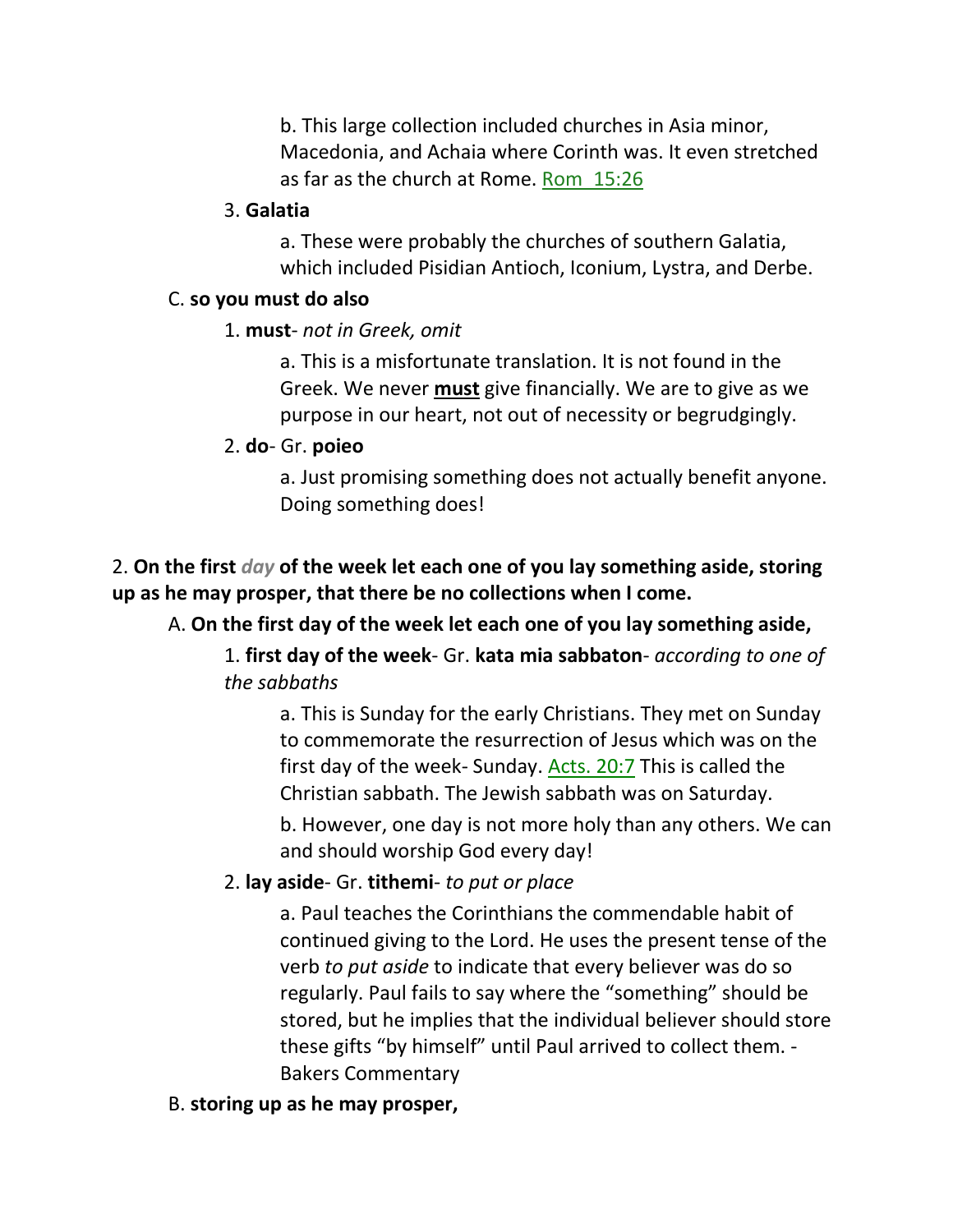b. This large collection included churches in Asia minor, Macedonia, and Achaia where Corinth was. It even stretched as far as the church at Rome. Rom 15:26

3. **Galatia**

a. These were probably the churches of southern Galatia, which included Pisidian Antioch, Iconium, Lystra, and Derbe.

C. **so you must do also**

1. **must**- *not in Greek, omit*

a. This is a misfortunate translation. It is not found in the Greek. We never **must** give financially. We are to give as we purpose in our heart, not out of necessity or begrudgingly.

2. **do**- Gr. **poieo**

a. Just promising something does not actually benefit anyone. Doing something does!

2. **On the first *day* of the week let each one of you lay something aside, storing up as he may prosper, that there be no collections when I come.**

A. **On the first day of the week let each one of you lay something aside,**

1. **first day of the week**- Gr. **kata mia sabbaton**- *according to one of the sabbaths*

a. This is Sunday for the early Christians. They met on Sunday to commemorate the resurrection of Jesus which was on the first day of the week- Sunday. Acts. 20:7 This is called the Christian sabbath. The Jewish sabbath was on Saturday.

b. However, one day is not more holy than any others. We can and should worship God every day!

2. **lay aside**- Gr. **tithemi**- *to put or place*

a. Paul teaches the Corinthians the commendable habit of continued giving to the Lord. He uses the present tense of the verb *to put aside* to indicate that every believer was do so regularly. Paul fails to say where the "something" should be stored, but he implies that the individual believer should store these gifts "by himself" until Paul arrived to collect them. - Bakers Commentary

B. **storing up as he may prosper,**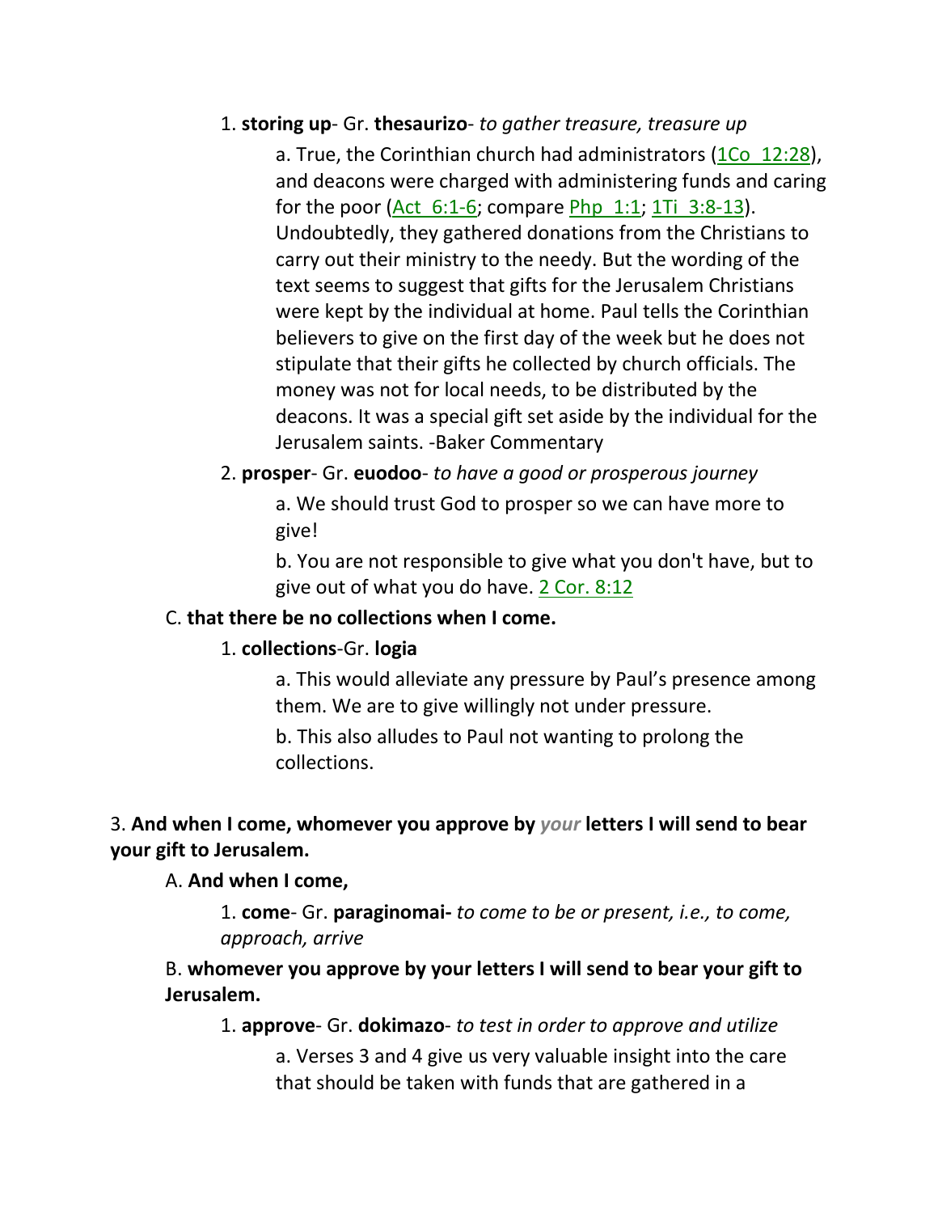1. **storing up**- Gr. **thesaurizo**- *to gather treasure, treasure up*

   a. True, the Corinthian church had administrators (1Co 12:28), and deacons were charged with administering funds and caring for the poor (Act 6:1-6; compare Php 1:1; 1Ti 3:8-13). Undoubtedly, they gathered donations from the Christians to carry out their ministry to the needy. But the wording of the text seems to suggest that gifts for the Jerusalem Christians were kept by the individual at home. Paul tells the Corinthian believers to give on the first day of the week but he does not stipulate that their gifts he collected by church officials. The money was not for local needs, to be distributed by the deacons. It was a special gift set aside by the individual for the Jerusalem saints. -Baker Commentary

2. **prosper**- Gr. **euodoo**- *to have a good or prosperous journey*

   a. We should trust God to prosper so we can have more to give!

   b. You are not responsible to give what you don't have, but to give out of what you do have. 2 Cor. 8:12

C. **that there be no collections when I come.**

1. **collections**-Gr. **logia**

   a. This would alleviate any pressure by Paul's presence among them. We are to give willingly not under pressure.

   b. This also alludes to Paul not wanting to prolong the collections.

3. **And when I come, whomever you approve by *your* letters I will send to bear your gift to Jerusalem.**

A. **And when I come,**

1. **come**- Gr. **paraginomai-** *to come to be or present, i.e., to come, approach, arrive*

B. **whomever you approve by your letters I will send to bear your gift to Jerusalem.**

1. **approve**- Gr. **dokimazo**- *to test in order to approve and utilize*

   a. Verses 3 and 4 give us very valuable insight into the care that should be taken with funds that are gathered in a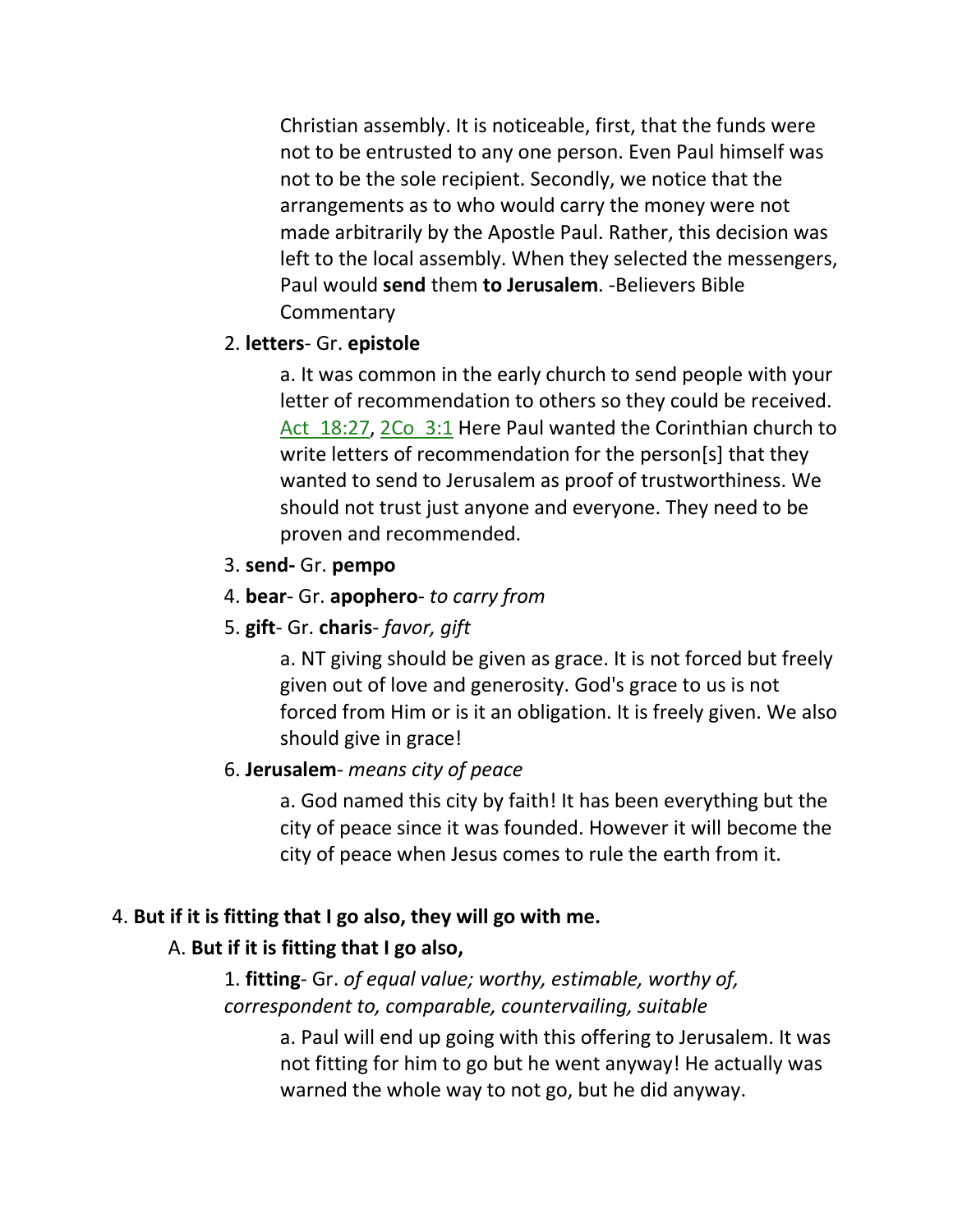Christian assembly. It is noticeable, first, that the funds were not to be entrusted to any one person. Even Paul himself was not to be the sole recipient. Secondly, we notice that the arrangements as to who would carry the money were not made arbitrarily by the Apostle Paul. Rather, this decision was left to the local assembly. When they selected the messengers, Paul would **send** them **to Jerusalem**. -Believers Bible Commentary

2. **letters**- Gr. **epistole**

   a. It was common in the early church to send people with your letter of recommendation to others so they could be received. Act 18:27, 2Co 3:1 Here Paul wanted the Corinthian church to write letters of recommendation for the person[s] that they wanted to send to Jerusalem as proof of trustworthiness. We should not trust just anyone and everyone. They need to be proven and recommended.

3. **send-** Gr. **pempo**

4. **bear**- Gr. **apophero**- *to carry from*

5. **gift**- Gr. **charis**- *favor, gift*

   a. NT giving should be given as grace. It is not forced but freely given out of love and generosity. God's grace to us is not forced from Him or is it an obligation. It is freely given. We also should give in grace!

6. **Jerusalem**- *means city of peace*

   a. God named this city by faith! It has been everything but the city of peace since it was founded. However it will become the city of peace when Jesus comes to rule the earth from it.

4. **But if it is fitting that I go also, they will go with me.**

A. **But if it is fitting that I go also,**

1. **fitting**- Gr. *of equal value; worthy, estimable, worthy of, correspondent to, comparable, countervailing, suitable*

   a. Paul will end up going with this offering to Jerusalem. It was not fitting for him to go but he went anyway! He actually was warned the whole way to not go, but he did anyway.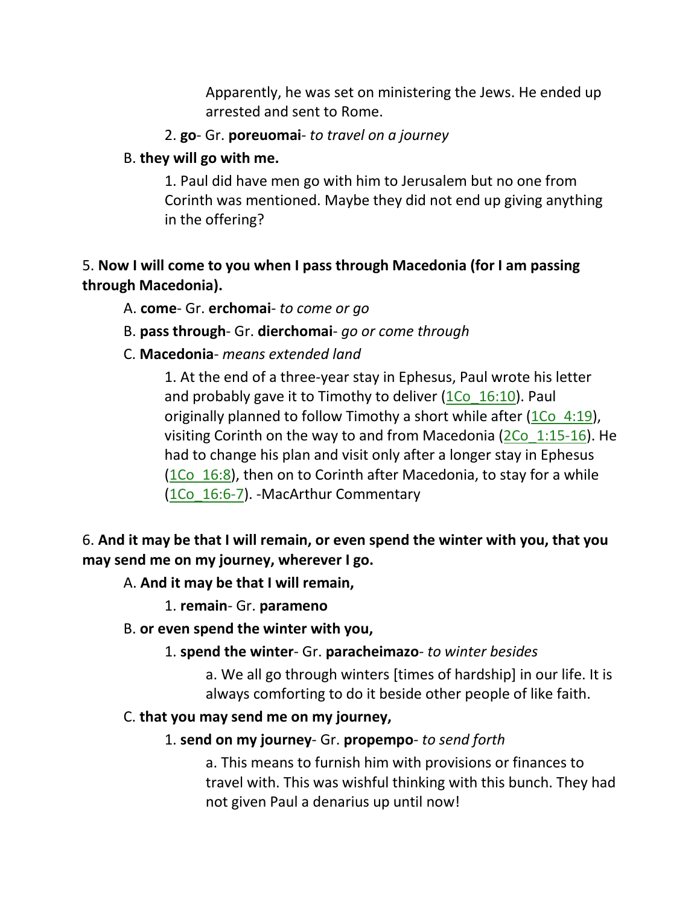Apparently, he was set on ministering the Jews. He ended up arrested and sent to Rome.

2. **go**- Gr. **poreuomai**- *to travel on a journey*

B. **they will go with me.**

1. Paul did have men go with him to Jerusalem but no one from Corinth was mentioned. Maybe they did not end up giving anything in the offering?

5. **Now I will come to you when I pass through Macedonia (for I am passing through Macedonia).**

A. **come**- Gr. **erchomai**- *to come or go*

B. **pass through**- Gr. **dierchomai**- *go or come through*

C. **Macedonia**- *means extended land*

1. At the end of a three-year stay in Ephesus, Paul wrote his letter and probably gave it to Timothy to deliver (1Co_16:10). Paul originally planned to follow Timothy a short while after (1Co_4:19), visiting Corinth on the way to and from Macedonia (2Co_1:15-16). He had to change his plan and visit only after a longer stay in Ephesus (1Co_16:8), then on to Corinth after Macedonia, to stay for a while (1Co_16:6-7). -MacArthur Commentary

6. **And it may be that I will remain, or even spend the winter with you, that you may send me on my journey, wherever I go.**

A. **And it may be that I will remain,**

1. **remain**- Gr. **parameno**

B. **or even spend the winter with you,**

1. **spend the winter**- Gr. **paracheimazo**- *to winter besides*

a. We all go through winters [times of hardship] in our life. It is always comforting to do it beside other people of like faith.

C. **that you may send me on my journey,**

1. **send on my journey**- Gr. **propempo**- *to send forth*

a. This means to furnish him with provisions or finances to travel with. This was wishful thinking with this bunch. They had not given Paul a denarius up until now!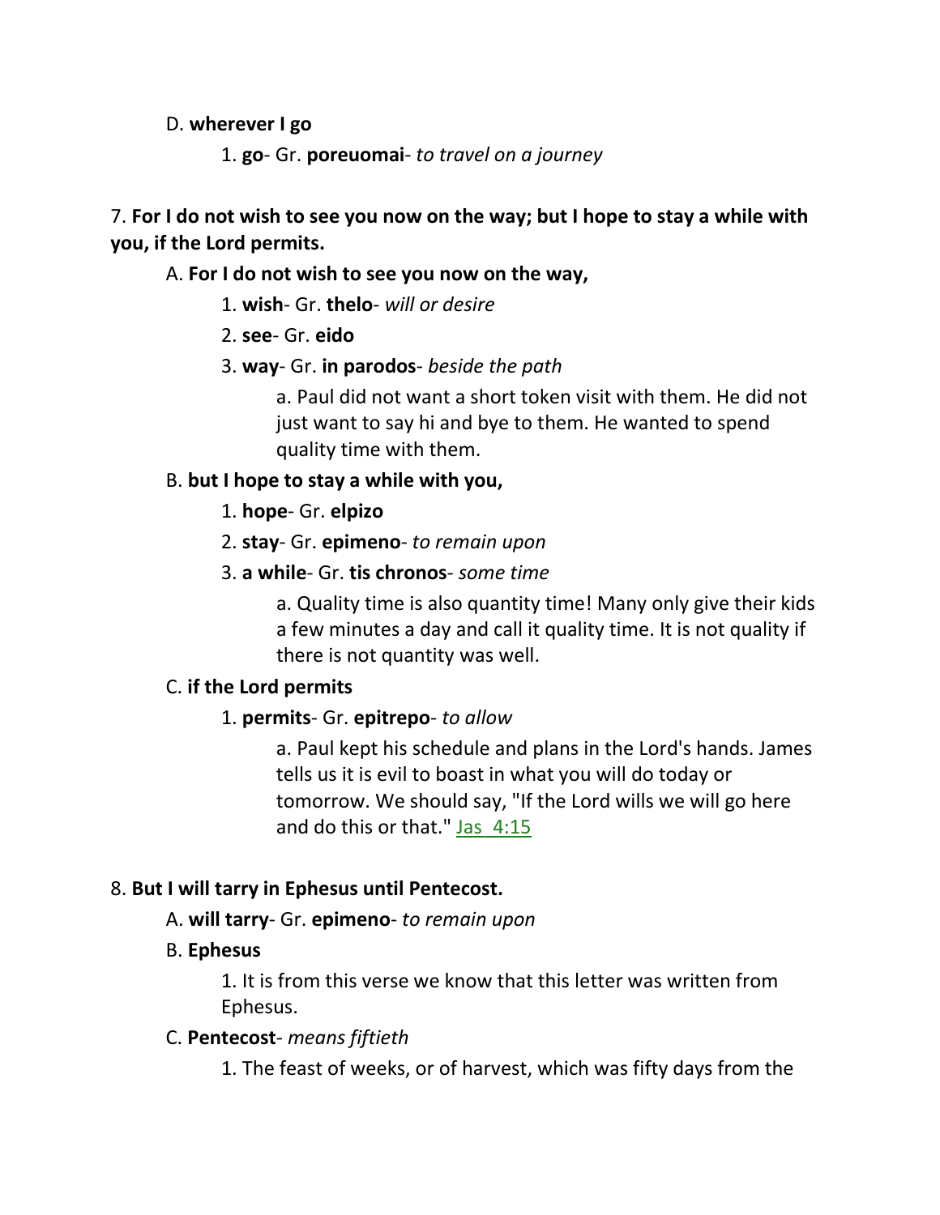D. **wherever I go**

1. **go**- Gr. **poreuomai**- *to travel on a journey*

7. **For I do not wish to see you now on the way; but I hope to stay a while with you, if the Lord permits.**

A. **For I do not wish to see you now on the way,**

1. **wish**- Gr. **thelo**- *will or desire*

2. **see**- Gr. **eido**

3. **way**- Gr. **in parodos**- *beside the path*

a. Paul did not want a short token visit with them. He did not just want to say hi and bye to them. He wanted to spend quality time with them.

B. **but I hope to stay a while with you,**

1. **hope**- Gr. **elpizo**

2. **stay**- Gr. **epimeno**- *to remain upon*

3. **a while**- Gr. **tis chronos**- *some time*

a. Quality time is also quantity time! Many only give their kids a few minutes a day and call it quality time. It is not quality if there is not quantity was well.

C. **if the Lord permits**

1. **permits**- Gr. **epitrepo**- *to allow*

a. Paul kept his schedule and plans in the Lord's hands. James tells us it is evil to boast in what you will do today or tomorrow. We should say, "If the Lord wills we will go here and do this or that." Jas 4:15

8. **But I will tarry in Ephesus until Pentecost.**

A. **will tarry**- Gr. **epimeno**- *to remain upon*

B. **Ephesus**

1. It is from this verse we know that this letter was written from Ephesus.

C. **Pentecost**- *means fiftieth*

1. The feast of weeks, or of harvest, which was fifty days from the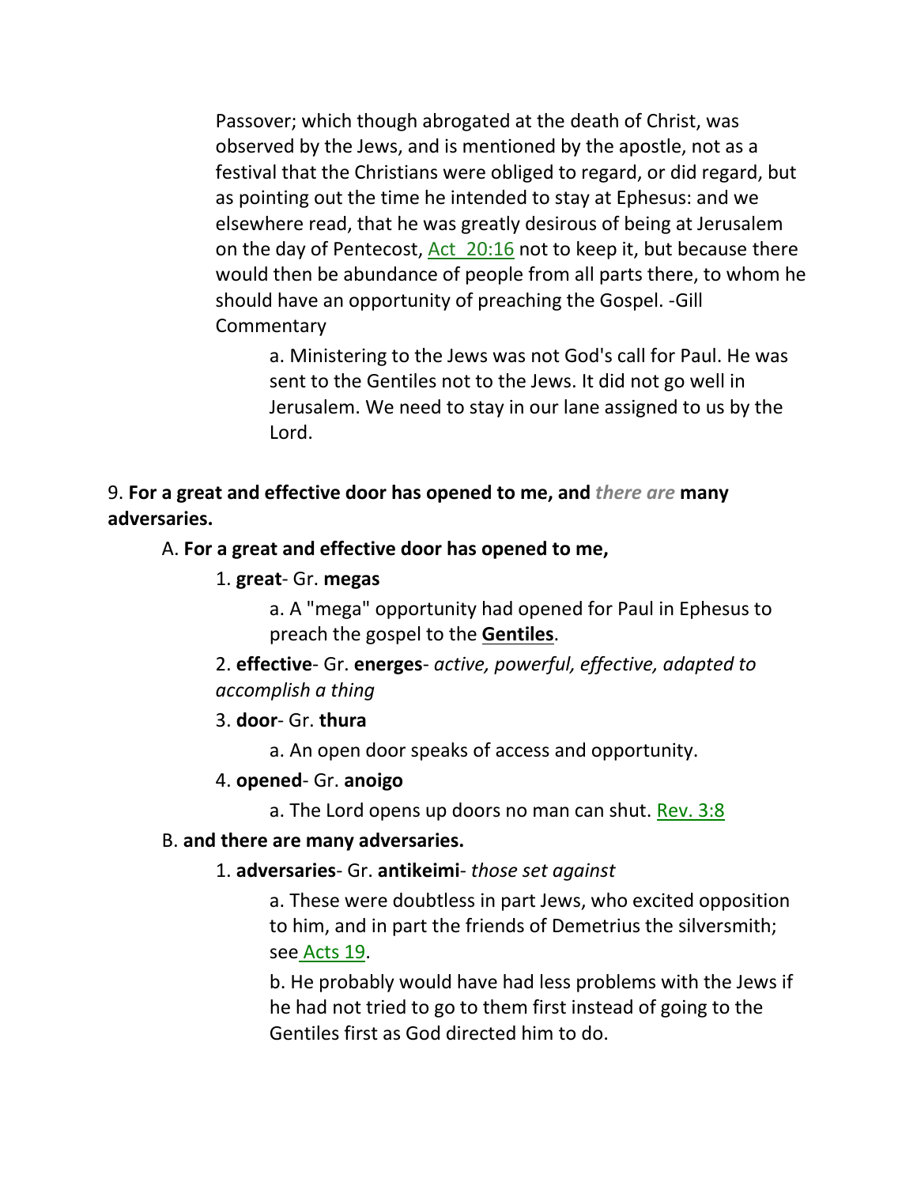Passover; which though abrogated at the death of Christ, was observed by the Jews, and is mentioned by the apostle, not as a festival that the Christians were obliged to regard, or did regard, but as pointing out the time he intended to stay at Ephesus: and we elsewhere read, that he was greatly desirous of being at Jerusalem on the day of Pentecost, Act 20:16 not to keep it, but because there would then be abundance of people from all parts there, to whom he should have an opportunity of preaching the Gospel. -Gill Commentary

a. Ministering to the Jews was not God's call for Paul. He was sent to the Gentiles not to the Jews. It did not go well in Jerusalem. We need to stay in our lane assigned to us by the Lord.

9. **For a great and effective door has opened to me, and *there are* many adversaries.**

A. **For a great and effective door has opened to me,**

1. **great**- Gr. **megas**

a. A "mega" opportunity had opened for Paul in Ephesus to preach the gospel to the **Gentiles**.

2. **effective**- Gr. **energes**- *active, powerful, effective, adapted to accomplish a thing*

3. **door**- Gr. **thura**

a. An open door speaks of access and opportunity.

4. **opened**- Gr. **anoigo**

a. The Lord opens up doors no man can shut. Rev. 3:8

B. **and there are many adversaries.**

1. **adversaries**- Gr. **antikeimi**- *those set against*

a. These were doubtless in part Jews, who excited opposition to him, and in part the friends of Demetrius the silversmith; see Acts 19.

b. He probably would have had less problems with the Jews if he had not tried to go to them first instead of going to the Gentiles first as God directed him to do.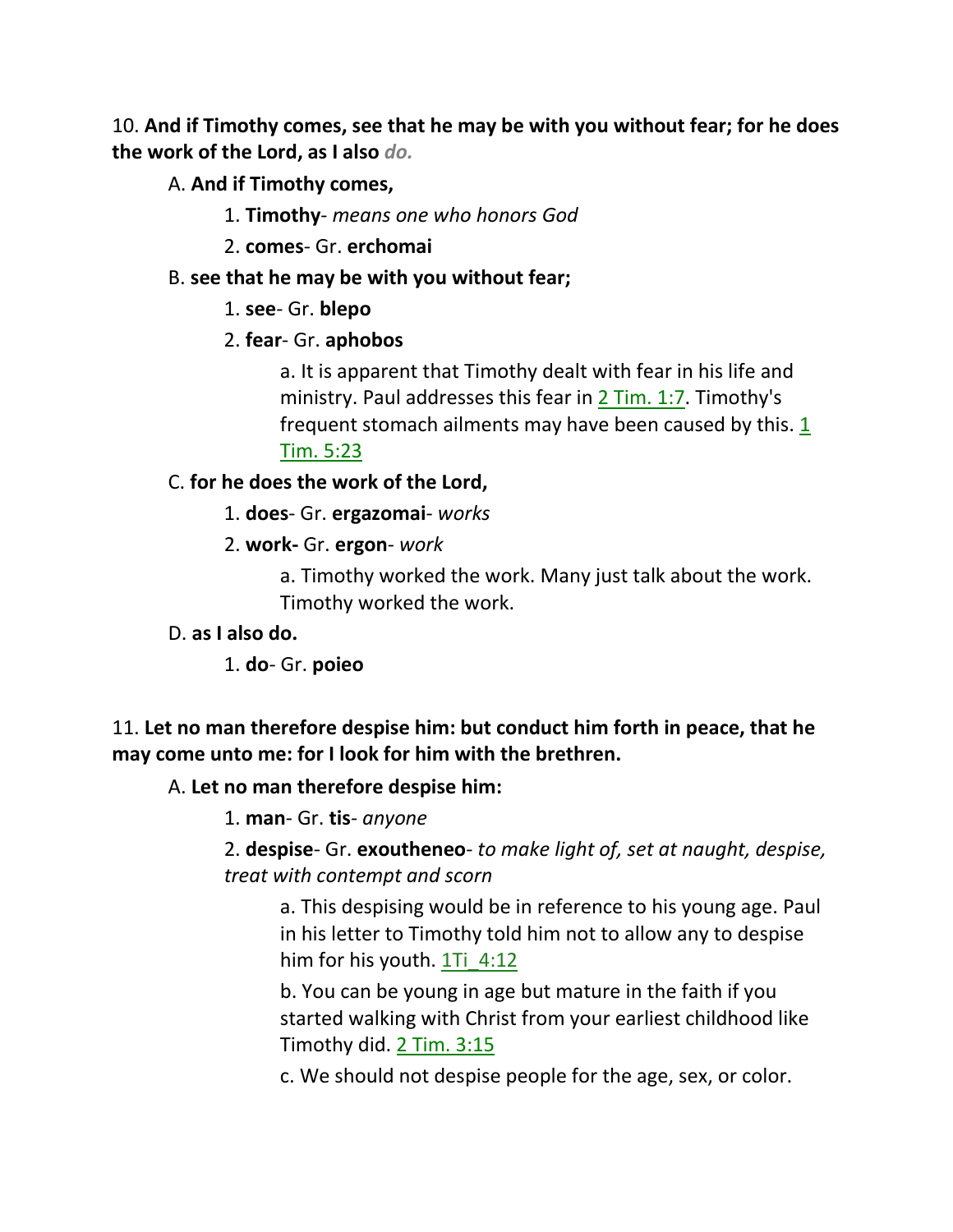10. **And if Timothy comes, see that he may be with you without fear; for he does the work of the Lord, as I also** ***do.***

A. **And if Timothy comes,**

1. **Timothy**- *means one who honors God*

2. **comes**- Gr. **erchomai**

B. **see that he may be with you without fear;**

1. **see**- Gr. **blepo**

2. **fear**- Gr. **aphobos**

a. It is apparent that Timothy dealt with fear in his life and ministry. Paul addresses this fear in 2 Tim. 1:7. Timothy's frequent stomach ailments may have been caused by this. 1 Tim. 5:23

C. **for he does the work of the Lord,**

1. **does**- Gr. **ergazomai**- *works*

2. **work-** Gr. **ergon**- *work*

a. Timothy worked the work. Many just talk about the work. Timothy worked the work.

D. **as I also do.**

1. **do**- Gr. **poieo**

11. **Let no man therefore despise him: but conduct him forth in peace, that he may come unto me: for I look for him with the brethren.**

A. **Let no man therefore despise him:**

1. **man**- Gr. **tis**- *anyone*

2. **despise**- Gr. **exoutheneo**- *to make light of, set at naught, despise, treat with contempt and scorn*

a. This despising would be in reference to his young age. Paul in his letter to Timothy told him not to allow any to despise him for his youth. 1Ti_4:12

b. You can be young in age but mature in the faith if you started walking with Christ from your earliest childhood like Timothy did. 2 Tim. 3:15

c. We should not despise people for the age, sex, or color.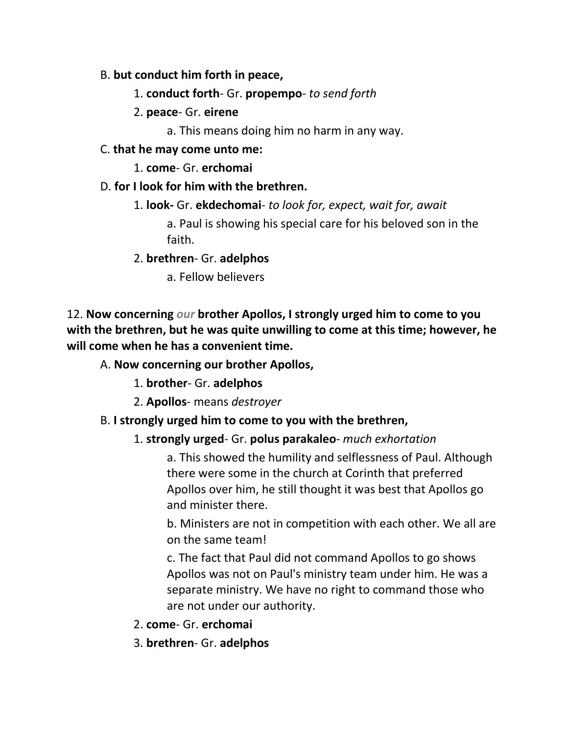B. **but conduct him forth in peace,**

1. **conduct forth**- Gr. **propempo**- *to send forth*

2. **peace**- Gr. **eirene**

a. This means doing him no harm in any way.

C. **that he may come unto me:**

1. **come**- Gr. **erchomai**

D. **for I look for him with the brethren.**

1. **look-** Gr. **ekdechomai**- *to look for, expect, wait for, await*

a. Paul is showing his special care for his beloved son in the faith.

2. **brethren**- Gr. **adelphos**

a. Fellow believers

12. **Now concerning *our* brother Apollos, I strongly urged him to come to you with the brethren, but he was quite unwilling to come at this time; however, he will come when he has a convenient time.**

A. **Now concerning our brother Apollos,**

1. **brother**- Gr. **adelphos**

2. **Apollos**- means *destroyer*

B. **I strongly urged him to come to you with the brethren,**

1. **strongly urged**- Gr. **polus parakaleo**- *much exhortation*

a. This showed the humility and selflessness of Paul. Although there were some in the church at Corinth that preferred Apollos over him, he still thought it was best that Apollos go and minister there.

b. Ministers are not in competition with each other. We all are on the same team!

c. The fact that Paul did not command Apollos to go shows Apollos was not on Paul's ministry team under him. He was a separate ministry. We have no right to command those who are not under our authority.

2. **come**- Gr. **erchomai**

3. **brethren**- Gr. **adelphos**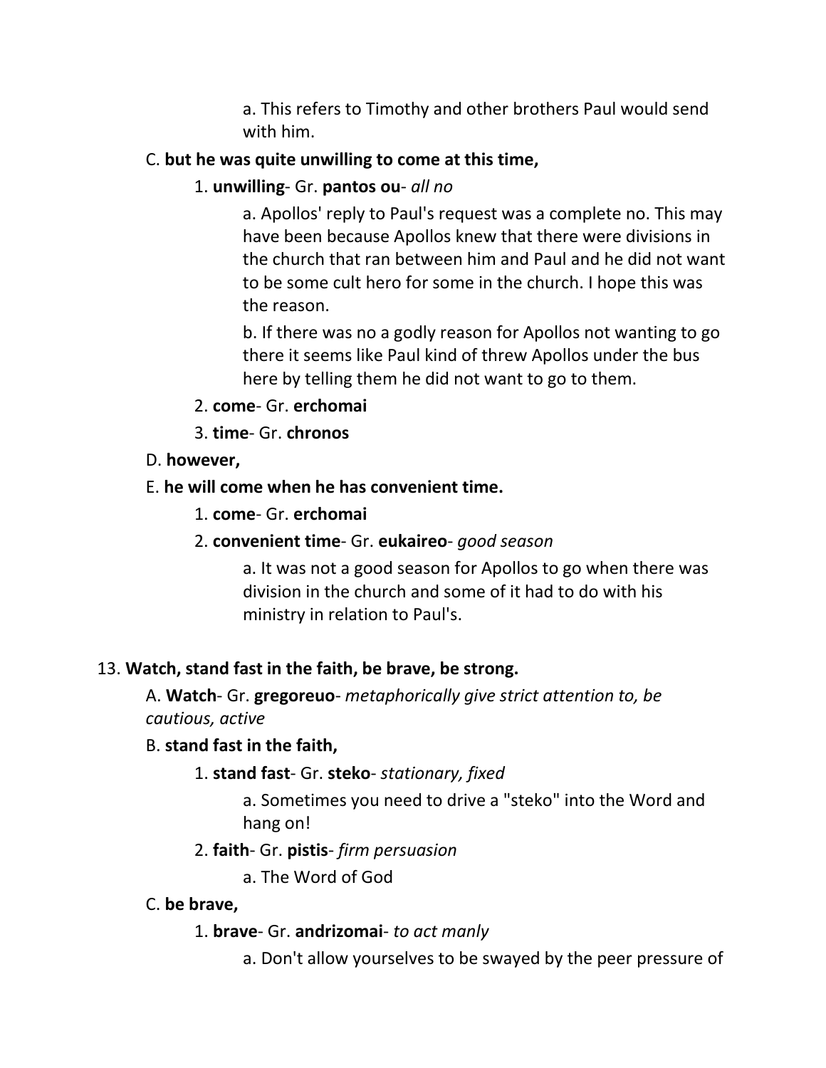a. This refers to Timothy and other brothers Paul would send with him.

C. **but he was quite unwilling to come at this time,**

1. **unwilling**- Gr. **pantos ou**- *all no*

a. Apollos' reply to Paul's request was a complete no. This may have been because Apollos knew that there were divisions in the church that ran between him and Paul and he did not want to be some cult hero for some in the church. I hope this was the reason.

b. If there was no a godly reason for Apollos not wanting to go there it seems like Paul kind of threw Apollos under the bus here by telling them he did not want to go to them.

2. **come**- Gr. **erchomai**

3. **time**- Gr. **chronos**

D. **however,**

E. **he will come when he has convenient time.**

1. **come**- Gr. **erchomai**

2. **convenient time**- Gr. **eukaireo**- *good season*

a. It was not a good season for Apollos to go when there was division in the church and some of it had to do with his ministry in relation to Paul's.

13. **Watch, stand fast in the faith, be brave, be strong.**

A. **Watch**- Gr. **gregoreuo**- *metaphorically give strict attention to, be cautious, active*

B. **stand fast in the faith,**

1. **stand fast**- Gr. **steko**- *stationary, fixed*

a. Sometimes you need to drive a "steko" into the Word and hang on!

2. **faith**- Gr. **pistis**- *firm persuasion*

a. The Word of God

C. **be brave,**

1. **brave**- Gr. **andrizomai**- *to act manly*

a. Don't allow yourselves to be swayed by the peer pressure of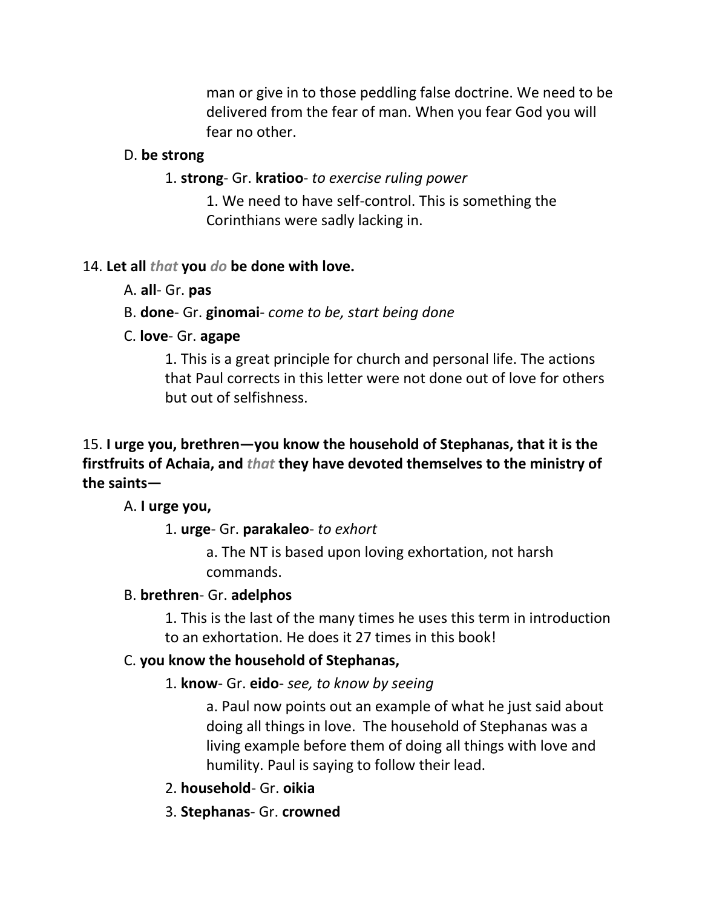man or give in to those peddling false doctrine. We need to be delivered from the fear of man. When you fear God you will fear no other.

D. **be strong**

1. **strong**- Gr. **kratioo**- *to exercise ruling power*

1. We need to have self-control. This is something the Corinthians were sadly lacking in.

14. **Let all *that* you *do* be done with love.**

A. **all**- Gr. **pas**

B. **done**- Gr. **ginomai**- *come to be, start being done*

C. **love**- Gr. **agape**

1. This is a great principle for church and personal life. The actions that Paul corrects in this letter were not done out of love for others but out of selfishness.

15. **I urge you, brethren—you know the household of Stephanas, that it is the firstfruits of Achaia, and *that* they have devoted themselves to the ministry of the saints—**

A. **I urge you,**

1. **urge**- Gr. **parakaleo**- *to exhort*

a. The NT is based upon loving exhortation, not harsh commands.

B. **brethren**- Gr. **adelphos**

1. This is the last of the many times he uses this term in introduction to an exhortation. He does it 27 times in this book!

C. **you know the household of Stephanas,**

1. **know**- Gr. **eido**- *see, to know by seeing*

a. Paul now points out an example of what he just said about doing all things in love. The household of Stephanas was a living example before them of doing all things with love and humility. Paul is saying to follow their lead.

2. **household**- Gr. **oikia**

3. **Stephanas**- Gr. **crowned**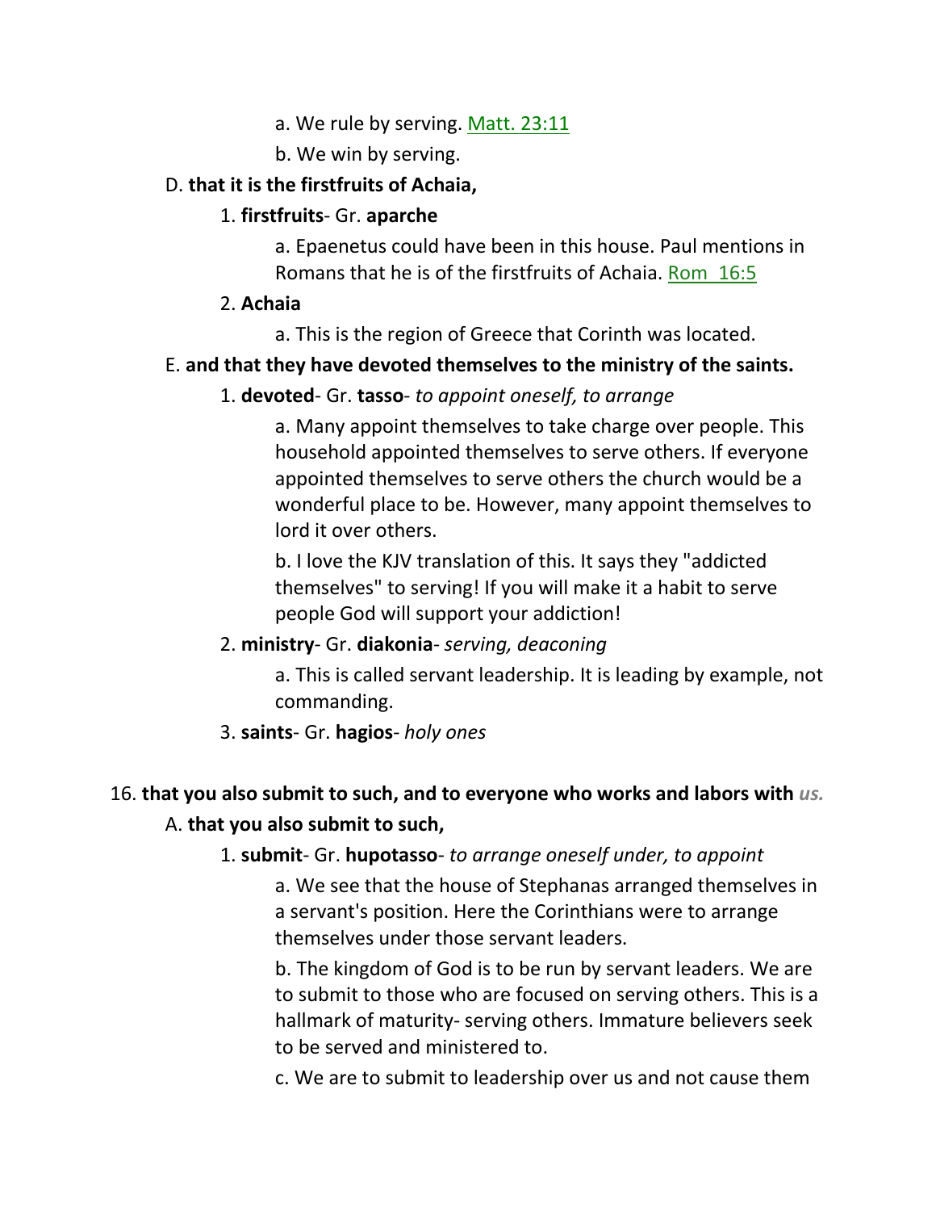a. We rule by serving. Matt. 23:11

b. We win by serving.

D. **that it is the firstfruits of Achaia,**

1. **firstfruits**- Gr. **aparche**

a. Epaenetus could have been in this house. Paul mentions in Romans that he is of the firstfruits of Achaia. Rom 16:5

2. **Achaia**

a. This is the region of Greece that Corinth was located.

E. **and that they have devoted themselves to the ministry of the saints.**

1. **devoted**- Gr. **tasso**- *to appoint oneself, to arrange*

a. Many appoint themselves to take charge over people. This household appointed themselves to serve others. If everyone appointed themselves to serve others the church would be a wonderful place to be. However, many appoint themselves to lord it over others.

b. I love the KJV translation of this. It says they "addicted themselves" to serving! If you will make it a habit to serve people God will support your addiction!

2. **ministry**- Gr. **diakonia**- *serving, deaconing*

a. This is called servant leadership. It is leading by example, not commanding.

3. **saints**- Gr. **hagios**- *holy ones*

16. **that you also submit to such, and to everyone who works and labors with** ***us.***

A. **that you also submit to such,**

1. **submit**- Gr. **hupotasso**- *to arrange oneself under, to appoint*

a. We see that the house of Stephanas arranged themselves in a servant's position. Here the Corinthians were to arrange themselves under those servant leaders.

b. The kingdom of God is to be run by servant leaders. We are to submit to those who are focused on serving others. This is a hallmark of maturity- serving others. Immature believers seek to be served and ministered to.

c. We are to submit to leadership over us and not cause them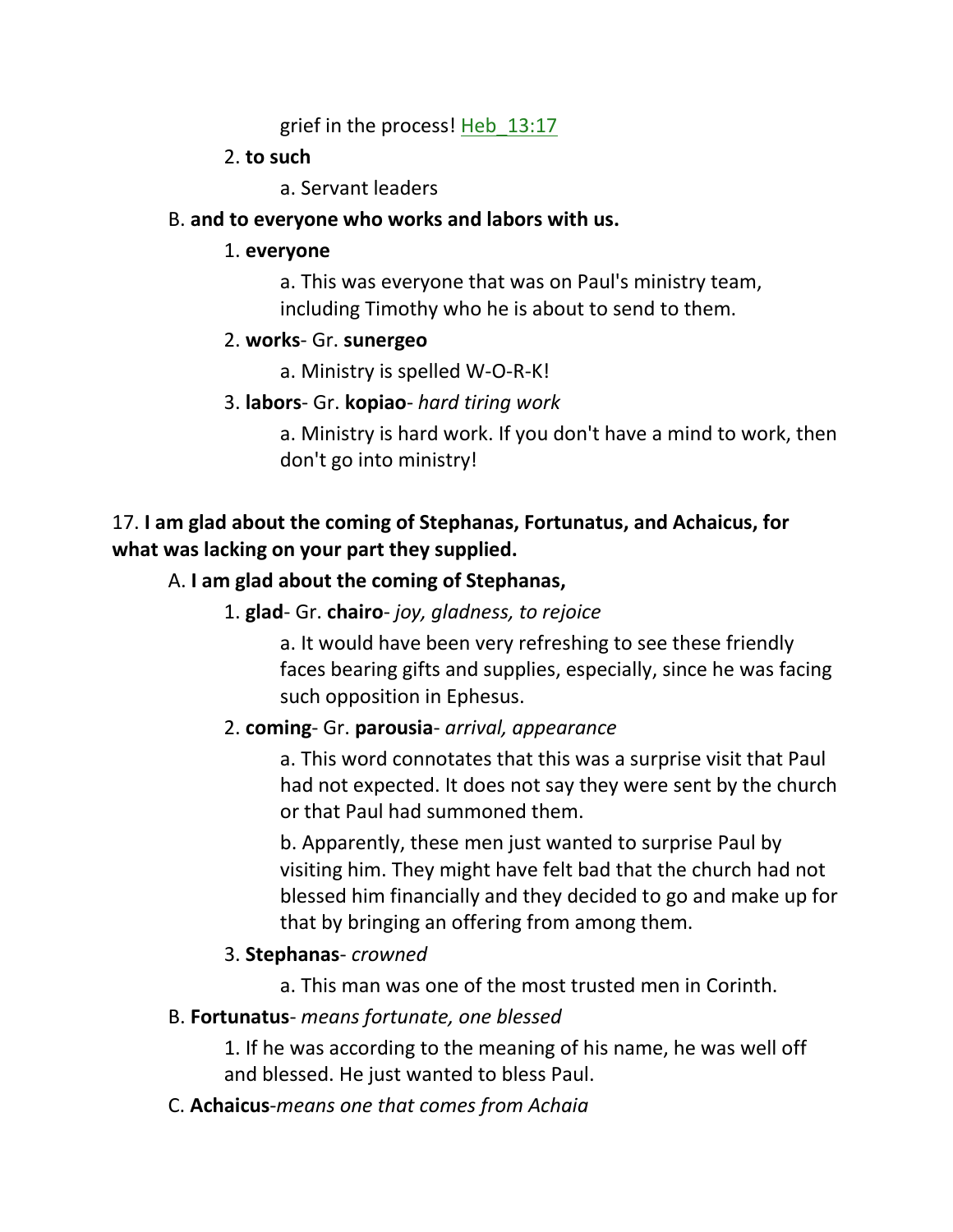grief in the process! Heb_13:17

2. **to such**

a. Servant leaders

B. **and to everyone who works and labors with us.**

1. **everyone**

a. This was everyone that was on Paul's ministry team, including Timothy who he is about to send to them.

2. **works**- Gr. **sunergeo**

a. Ministry is spelled W-O-R-K!

3. **labors**- Gr. **kopiao**- *hard tiring work*

a. Ministry is hard work. If you don't have a mind to work, then don't go into ministry!

17. **I am glad about the coming of Stephanas, Fortunatus, and Achaicus, for what was lacking on your part they supplied.**

A. **I am glad about the coming of Stephanas,**

1. **glad**- Gr. **chairo**- *joy, gladness, to rejoice*

a. It would have been very refreshing to see these friendly faces bearing gifts and supplies, especially, since he was facing such opposition in Ephesus.

2. **coming**- Gr. **parousia**- *arrival, appearance*

a. This word connotates that this was a surprise visit that Paul had not expected. It does not say they were sent by the church or that Paul had summoned them.

b. Apparently, these men just wanted to surprise Paul by visiting him. They might have felt bad that the church had not blessed him financially and they decided to go and make up for that by bringing an offering from among them.

3. **Stephanas**- *crowned*

a. This man was one of the most trusted men in Corinth.

B. **Fortunatus**- *means fortunate, one blessed*

1. If he was according to the meaning of his name, he was well off and blessed. He just wanted to bless Paul.

C. **Achaicus**-*means one that comes from Achaia*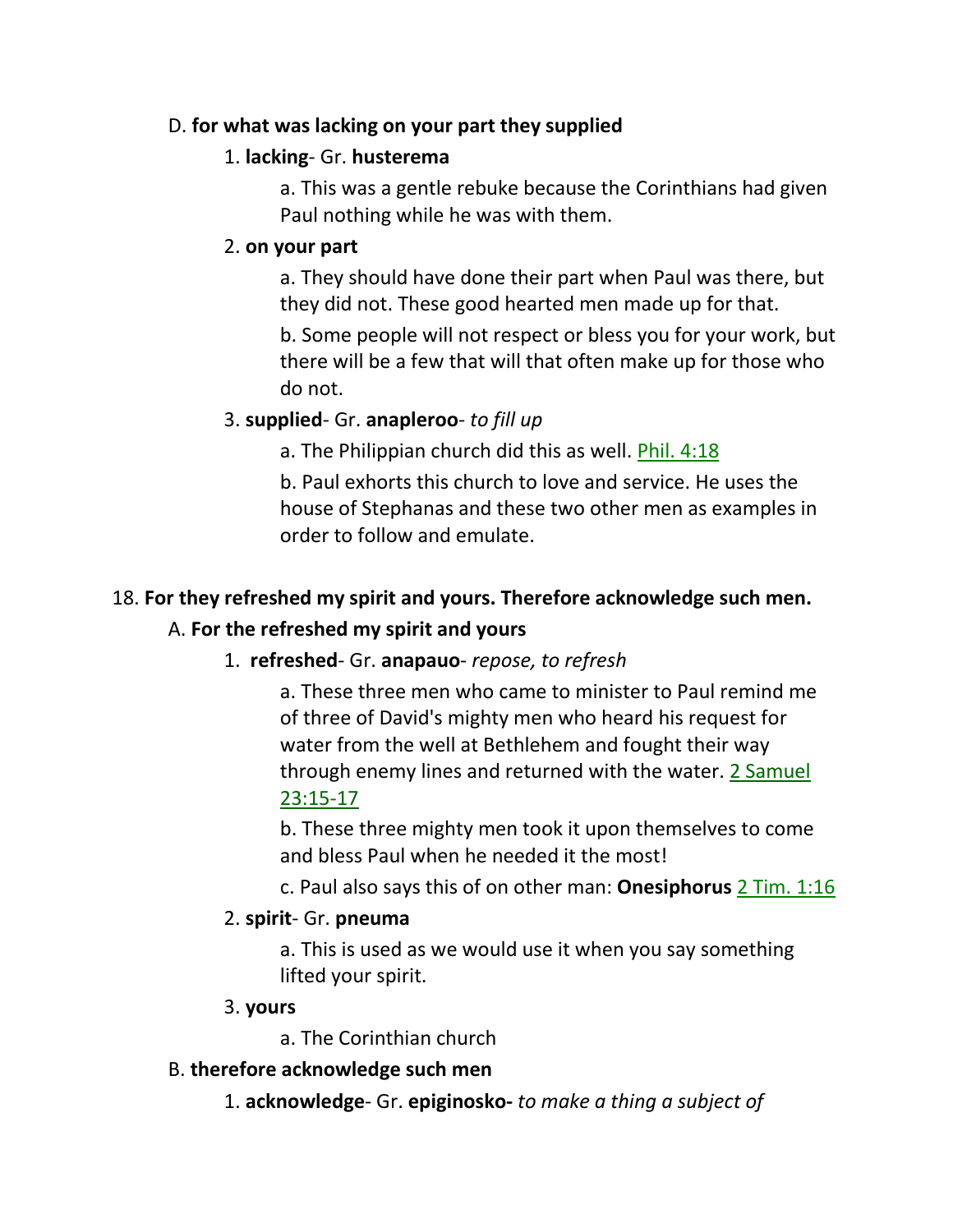D. **for what was lacking on your part they supplied**

1. **lacking**- Gr. **husterema**

   a. This was a gentle rebuke because the Corinthians had given Paul nothing while he was with them.

2. **on your part**

   a. They should have done their part when Paul was there, but they did not. These good hearted men made up for that.

   b. Some people will not respect or bless you for your work, but there will be a few that will that often make up for those who do not.

3. **supplied**- Gr. **anapleroo**- *to fill up*

   a. The Philippian church did this as well. Phil. 4:18

   b. Paul exhorts this church to love and service. He uses the house of Stephanas and these two other men as examples in order to follow and emulate.

18. **For they refreshed my spirit and yours. Therefore acknowledge such men.**

A. **For the refreshed my spirit and yours**

1. **refreshed**- Gr. **anapauo**- *repose, to refresh*

   a. These three men who came to minister to Paul remind me of three of David's mighty men who heard his request for water from the well at Bethlehem and fought their way through enemy lines and returned with the water. 2 Samuel 23:15-17

   b. These three mighty men took it upon themselves to come and bless Paul when he needed it the most!

   c. Paul also says this of on other man: **Onesiphorus** 2 Tim. 1:16

2. **spirit**- Gr. **pneuma**

   a. This is used as we would use it when you say something lifted your spirit.

3. **yours**

   a. The Corinthian church

B. **therefore acknowledge such men**

1. **acknowledge**- Gr. **epiginosko-** *to make a thing a subject of*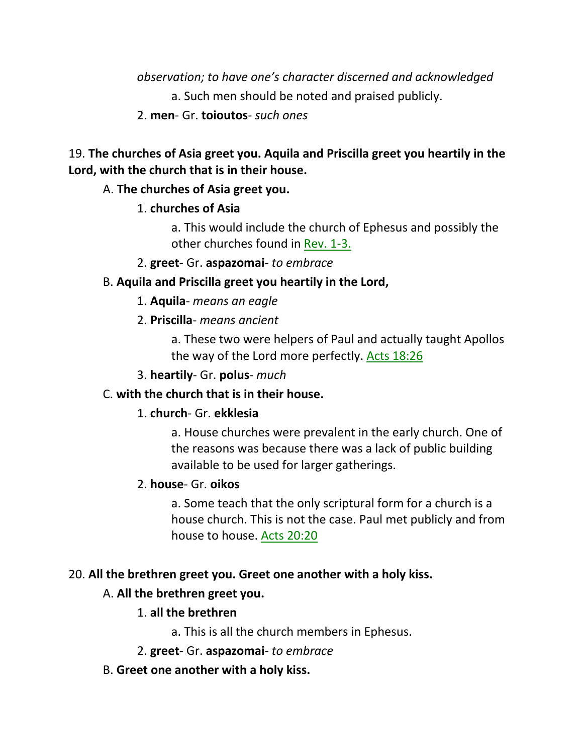*observation; to have one's character discerned and acknowledged*

a. Such men should be noted and praised publicly.

2. **men**- Gr. **toioutos**- *such ones*

19. **The churches of Asia greet you. Aquila and Priscilla greet you heartily in the Lord, with the church that is in their house.**

A. **The churches of Asia greet you.**

1. **churches of Asia**

a. This would include the church of Ephesus and possibly the other churches found in Rev. 1-3.

2. **greet**- Gr. **aspazomai**- *to embrace*

B. **Aquila and Priscilla greet you heartily in the Lord,**

1. **Aquila**- *means an eagle*

2. **Priscilla**- *means ancient*

a. These two were helpers of Paul and actually taught Apollos the way of the Lord more perfectly. Acts 18:26

3. **heartily**- Gr. **polus**- *much*

C. **with the church that is in their house.**

1. **church**- Gr. **ekklesia**

a. House churches were prevalent in the early church. One of the reasons was because there was a lack of public building available to be used for larger gatherings.

2. **house**- Gr. **oikos**

a. Some teach that the only scriptural form for a church is a house church. This is not the case. Paul met publicly and from house to house. Acts 20:20

20. **All the brethren greet you. Greet one another with a holy kiss.**

A. **All the brethren greet you.**

1. **all the brethren**

a. This is all the church members in Ephesus.

2. **greet**- Gr. **aspazomai**- *to embrace*

B. **Greet one another with a holy kiss.**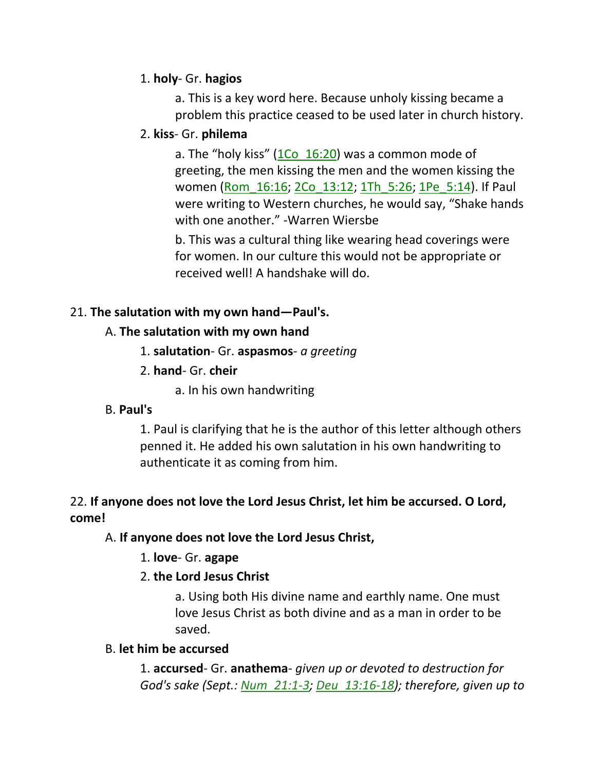1. **holy**- Gr. **hagios**

a. This is a key word here. Because unholy kissing became a problem this practice ceased to be used later in church history.

2. **kiss**- Gr. **philema**

a. The "holy kiss" (1Co_16:20) was a common mode of greeting, the men kissing the men and the women kissing the women (Rom_16:16; 2Co_13:12; 1Th_5:26; 1Pe_5:14). If Paul were writing to Western churches, he would say, "Shake hands with one another." -Warren Wiersbe

b. This was a cultural thing like wearing head coverings were for women. In our culture this would not be appropriate or received well! A handshake will do.

21. **The salutation with my own hand—Paul's.**

A. **The salutation with my own hand**

1. **salutation**- Gr. **aspasmos**- *a greeting*

2. **hand**- Gr. **cheir**

a. In his own handwriting

B. **Paul's**

1. Paul is clarifying that he is the author of this letter although others penned it. He added his own salutation in his own handwriting to authenticate it as coming from him.

22. **If anyone does not love the Lord Jesus Christ, let him be accursed. O Lord, come!**

A. **If anyone does not love the Lord Jesus Christ,**

1. **love**- Gr. **agape**

2. **the Lord Jesus Christ**

a. Using both His divine name and earthly name. One must love Jesus Christ as both divine and as a man in order to be saved.

B. **let him be accursed**

1. **accursed**- Gr. **anathema**- *given up or devoted to destruction for God's sake (Sept.: Num_21:1-3; Deu_13:16-18); therefore, given up to*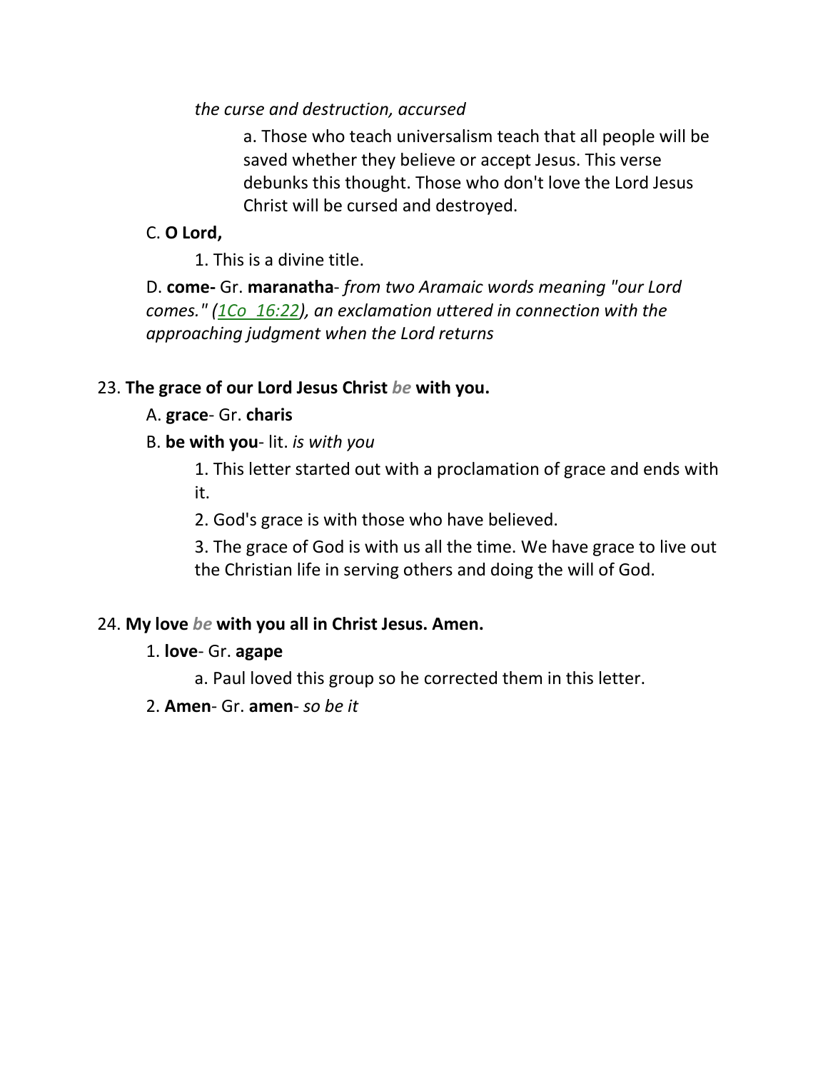*the curse and destruction, accursed*

a. Those who teach universalism teach that all people will be saved whether they believe or accept Jesus. This verse debunks this thought. Those who don't love the Lord Jesus Christ will be cursed and destroyed.

C. **O Lord,**

1. This is a divine title.

D. **come-** Gr. **maranatha**- *from two Aramaic words meaning "our Lord comes." (1Co 16:22), an exclamation uttered in connection with the approaching judgment when the Lord returns*

23. **The grace of our Lord Jesus Christ** ***be*** **with you.**

A. **grace**- Gr. **charis**

B. **be with you**- lit. *is with you*

1. This letter started out with a proclamation of grace and ends with it.

2. God's grace is with those who have believed.

3. The grace of God is with us all the time. We have grace to live out the Christian life in serving others and doing the will of God.

24. **My love** ***be*** **with you all in Christ Jesus. Amen.**

1. **love**- Gr. **agape**

a. Paul loved this group so he corrected them in this letter.

2. **Amen**- Gr. **amen**- *so be it*